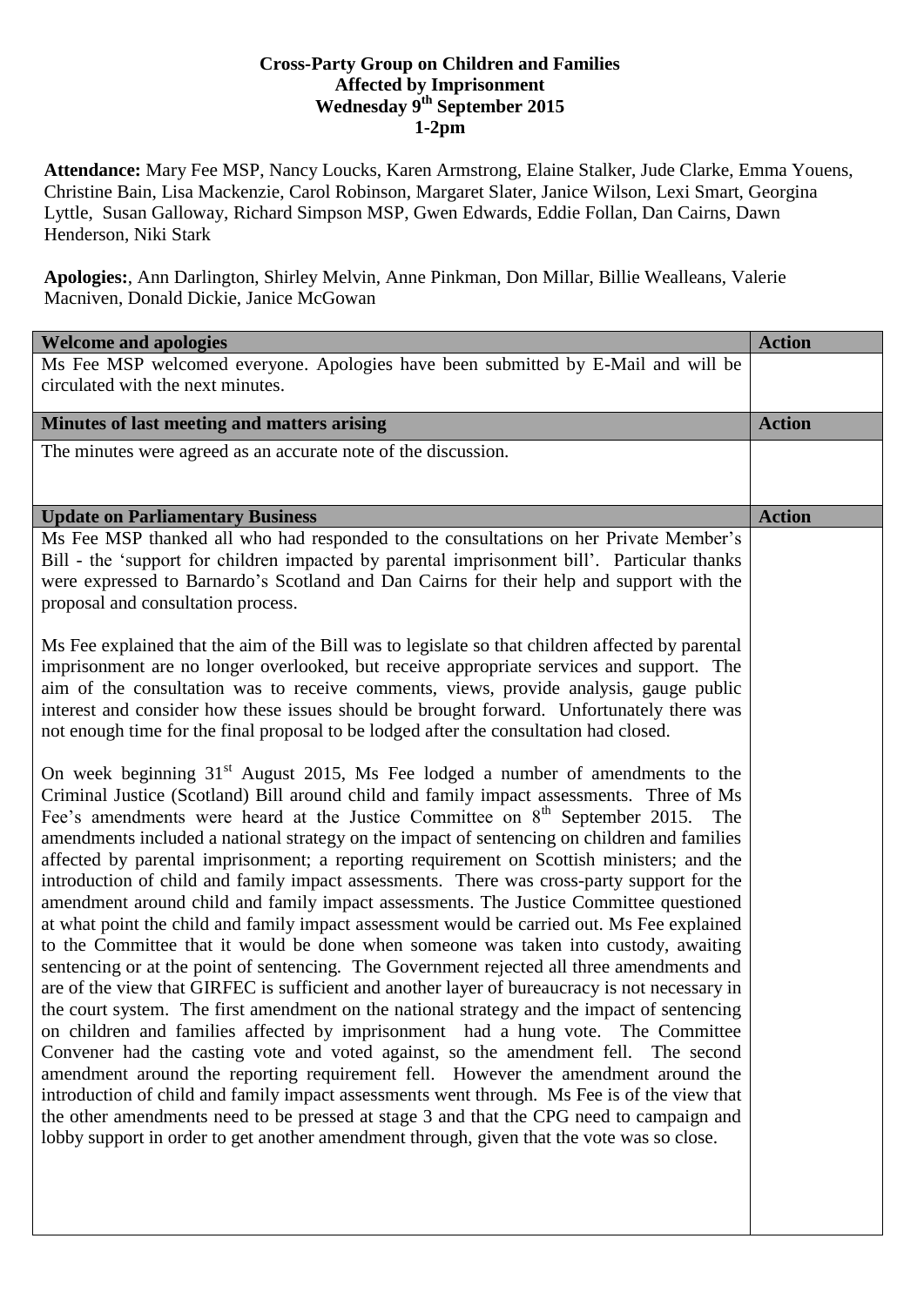**Cross-Party Group on Children and Families Affected by Imprisonment**
**Wednesday 9th September 2015**
**1-2pm**

**Attendance:** Mary Fee MSP, Nancy Loucks, Karen Armstrong, Elaine Stalker, Jude Clarke, Emma Youens, Christine Bain, Lisa Mackenzie, Carol Robinson, Margaret Slater, Janice Wilson, Lexi Smart, Georgina Lyttle, Susan Galloway, Richard Simpson MSP, Gwen Edwards, Eddie Follan, Dan Cairns, Dawn Henderson, Niki Stark

**Apologies:**, Ann Darlington, Shirley Melvin, Anne Pinkman, Don Millar, Billie Wealleans, Valerie Macniven, Donald Dickie, Janice McGowan

| **Welcome and apologies** | **Action** |
|---|---|
| Ms Fee MSP welcomed everyone. Apologies have been submitted by E-Mail and will be circulated with the next minutes. | |
| **Minutes of last meeting and matters arising** | **Action** |
| The minutes were agreed as an accurate note of the discussion. | |
| **Update on Parliamentary Business** | **Action** |
| Ms Fee MSP thanked all who had responded to the consultations on her Private Member's Bill - the 'support for children impacted by parental imprisonment bill'. Particular thanks were expressed to Barnardo's Scotland and Dan Cairns for their help and support with the proposal and consultation process.<br><br>Ms Fee explained that the aim of the Bill was to legislate so that children affected by parental imprisonment are no longer overlooked, but receive appropriate services and support. The aim of the consultation was to receive comments, views, provide analysis, gauge public interest and consider how these issues should be brought forward. Unfortunately there was not enough time for the final proposal to be lodged after the consultation had closed.<br><br>On week beginning 31st August 2015, Ms Fee lodged a number of amendments to the Criminal Justice (Scotland) Bill around child and family impact assessments. Three of Ms Fee's amendments were heard at the Justice Committee on 8th September 2015. The amendments included a national strategy on the impact of sentencing on children and families affected by parental imprisonment; a reporting requirement on Scottish ministers; and the introduction of child and family impact assessments. There was cross-party support for the amendment around child and family impact assessments. The Justice Committee questioned at what point the child and family impact assessment would be carried out. Ms Fee explained to the Committee that it would be done when someone was taken into custody, awaiting sentencing or at the point of sentencing. The Government rejected all three amendments and are of the view that GIRFEC is sufficient and another layer of bureaucracy is not necessary in the court system. The first amendment on the national strategy and the impact of sentencing on children and families affected by imprisonment had a hung vote. The Committee Convener had the casting vote and voted against, so the amendment fell. The second amendment around the reporting requirement fell. However the amendment around the introduction of child and family impact assessments went through. Ms Fee is of the view that the other amendments need to be pressed at stage 3 and that the CPG need to campaign and lobby support in order to get another amendment through, given that the vote was so close. | |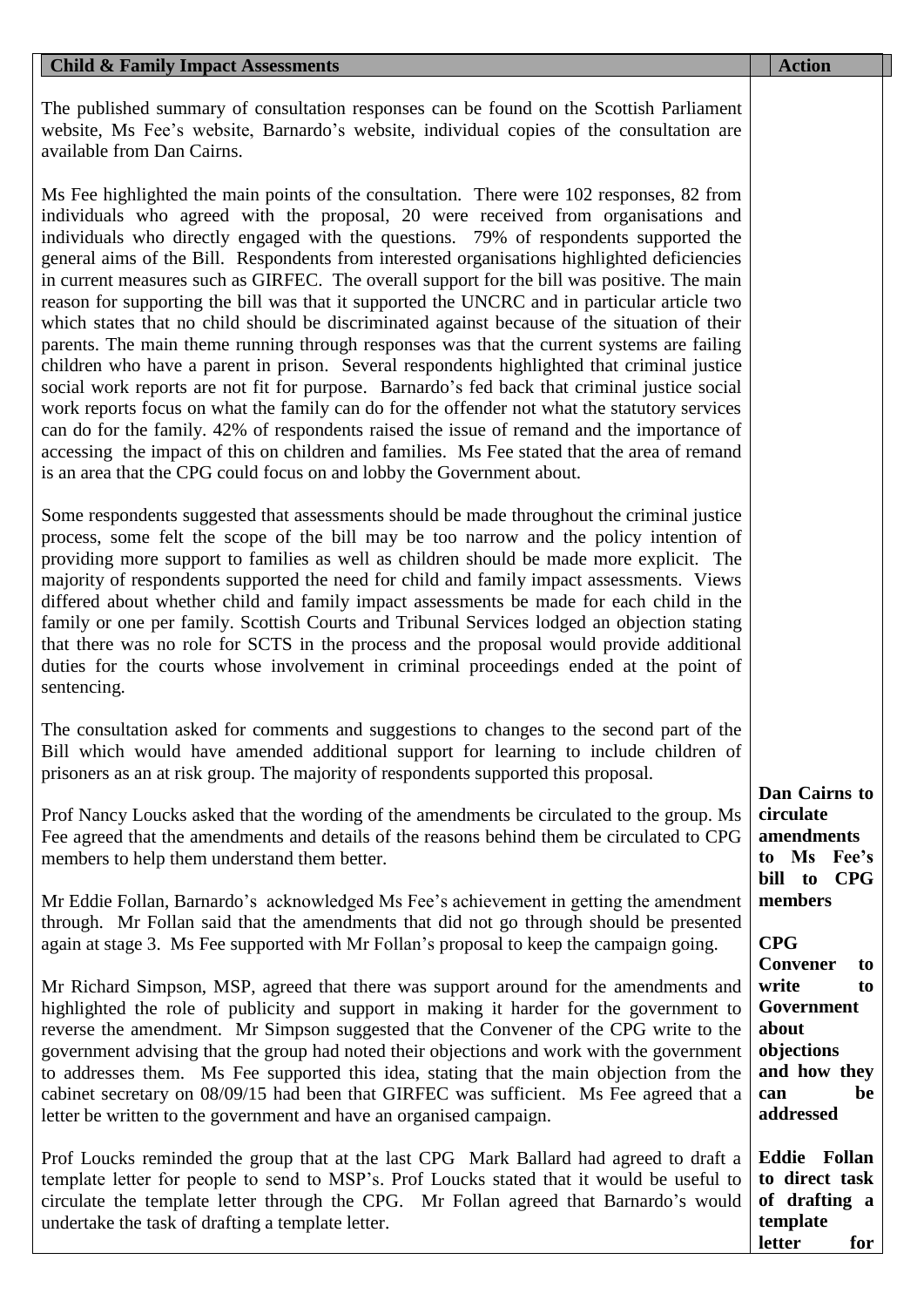| Child & Family Impact Assessments | Action |
|---|---|
| The published summary of consultation responses can be found on the Scottish Parliament website, Ms Fee's website, Barnardo's website, individual copies of the consultation are available from Dan Cairns.<br><br>Ms Fee highlighted the main points of the consultation. There were 102 responses, 82 from individuals who agreed with the proposal, 20 were received from organisations and individuals who directly engaged with the questions. 79% of respondents supported the general aims of the Bill. Respondents from interested organisations highlighted deficiencies in current measures such as GIRFEC. The overall support for the bill was positive. The main reason for supporting the bill was that it supported the UNCRC and in particular article two which states that no child should be discriminated against because of the situation of their parents. The main theme running through responses was that the current systems are failing children who have a parent in prison. Several respondents highlighted that criminal justice social work reports are not fit for purpose. Barnardo's fed back that criminal justice social work reports focus on what the family can do for the offender not what the statutory services can do for the family. 42% of respondents raised the issue of remand and the importance of accessing the impact of this on children and families. Ms Fee stated that the area of remand is an area that the CPG could focus on and lobby the Government about.<br><br>Some respondents suggested that assessments should be made throughout the criminal justice process, some felt the scope of the bill may be too narrow and the policy intention of providing more support to families as well as children should be made more explicit. The majority of respondents supported the need for child and family impact assessments. Views differed about whether child and family impact assessments be made for each child in the family or one per family. Scottish Courts and Tribunal Services lodged an objection stating that there was no role for SCTS in the process and the proposal would provide additional duties for the courts whose involvement in criminal proceedings ended at the point of sentencing.<br><br>The consultation asked for comments and suggestions to changes to the second part of the Bill which would have amended additional support for learning to include children of prisoners as an at risk group. The majority of respondents supported this proposal. | |
| Prof Nancy Loucks asked that the wording of the amendments be circulated to the group. Ms Fee agreed that the amendments and details of the reasons behind them be circulated to CPG members to help them understand them better. | **Dan Cairns to circulate amendments to Ms Fee's bill to CPG members** |
| Mr Eddie Follan, Barnardo's acknowledged Ms Fee's achievement in getting the amendment through. Mr Follan said that the amendments that did not go through should be presented again at stage 3. Ms Fee supported with Mr Follan's proposal to keep the campaign going. | |
| Mr Richard Simpson, MSP, agreed that there was support around for the amendments and highlighted the role of publicity and support in making it harder for the government to reverse the amendment. Mr Simpson suggested that the Convener of the CPG write to the government advising that the group had noted their objections and work with the government to addresses them. Ms Fee supported this idea, stating that the main objection from the cabinet secretary on 08/09/15 had been that GIRFEC was sufficient. Ms Fee agreed that a letter be written to the government and have an organised campaign. | **CPG Convener to write to Government about objections and how they can be addressed** |
| Prof Loucks reminded the group that at the last CPG Mark Ballard had agreed to draft a template letter for people to send to MSP's. Prof Loucks stated that it would be useful to circulate the template letter through the CPG. Mr Follan agreed that Barnardo's would undertake the task of drafting a template letter. | **Eddie Follan to direct task of drafting a template letter for** |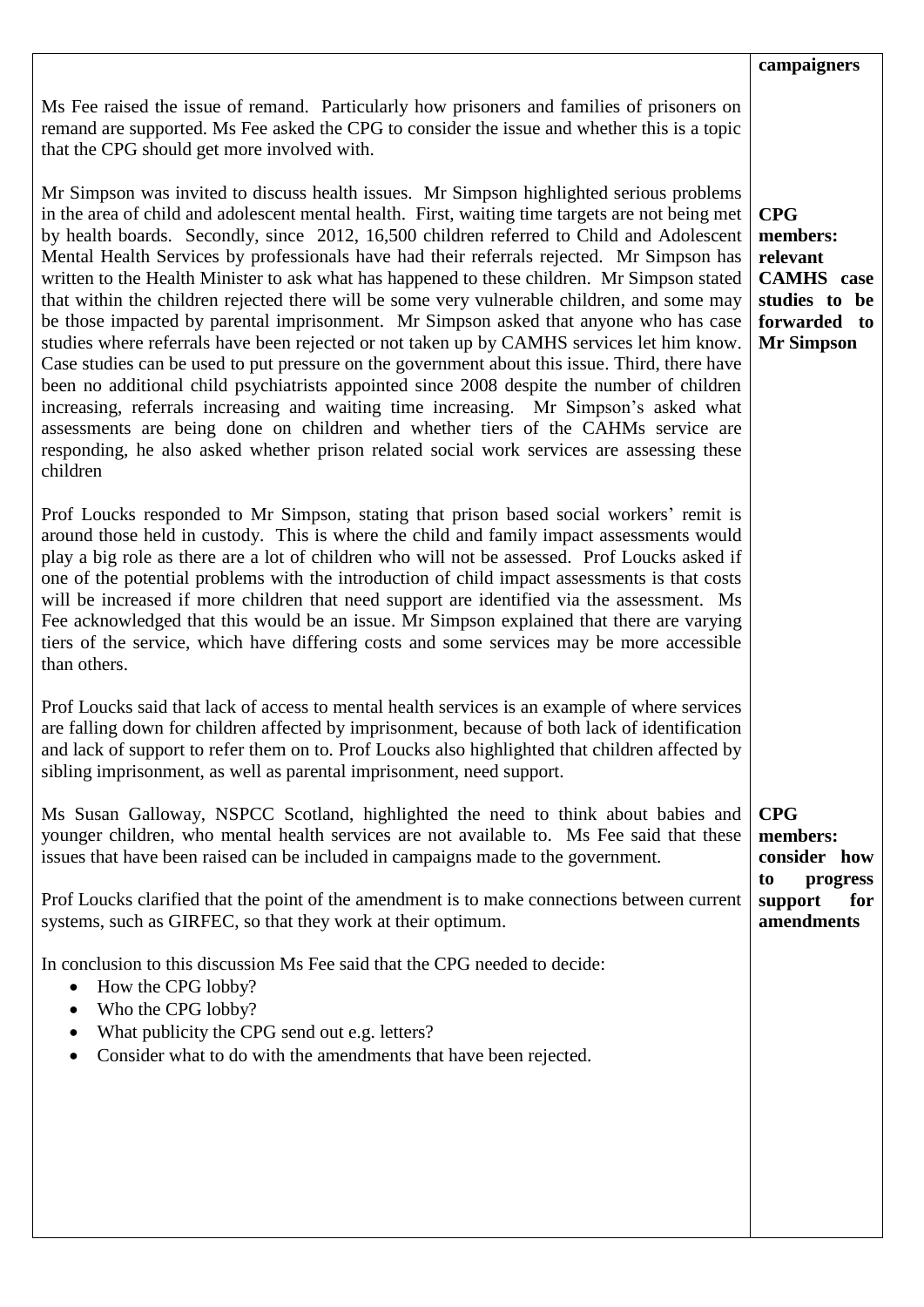| | |
|---|---|
| | **campaigners** |
| Ms Fee raised the issue of remand. Particularly how prisoners and families of prisoners on remand are supported. Ms Fee asked the CPG to consider the issue and whether this is a topic that the CPG should get more involved with. | |
| Mr Simpson was invited to discuss health issues. Mr Simpson highlighted serious problems in the area of child and adolescent mental health. First, waiting time targets are not being met by health boards. Secondly, since 2012, 16,500 children referred to Child and Adolescent Mental Health Services by professionals have had their referrals rejected. Mr Simpson has written to the Health Minister to ask what has happened to these children. Mr Simpson stated that within the children rejected there will be some very vulnerable children, and some may be those impacted by parental imprisonment. Mr Simpson asked that anyone who has case studies where referrals have been rejected or not taken up by CAMHS services let him know. Case studies can be used to put pressure on the government about this issue. Third, there have been no additional child psychiatrists appointed since 2008 despite the number of children increasing, referrals increasing and waiting time increasing. Mr Simpson's asked what assessments are being done on children and whether tiers of the CAHMs service are responding, he also asked whether prison related social work services are assessing these children | **CPG members: relevant CAMHS case studies to be forwarded to Mr Simpson** |
| Prof Loucks responded to Mr Simpson, stating that prison based social workers' remit is around those held in custody. This is where the child and family impact assessments would play a big role as there are a lot of children who will not be assessed. Prof Loucks asked if one of the potential problems with the introduction of child impact assessments is that costs will be increased if more children that need support are identified via the assessment. Ms Fee acknowledged that this would be an issue. Mr Simpson explained that there are varying tiers of the service, which have differing costs and some services may be more accessible than others. | |
| Prof Loucks said that lack of access to mental health services is an example of where services are falling down for children affected by imprisonment, because of both lack of identification and lack of support to refer them on to. Prof Loucks also highlighted that children affected by sibling imprisonment, as well as parental imprisonment, need support. | |
| Ms Susan Galloway, NSPCC Scotland, highlighted the need to think about babies and younger children, who mental health services are not available to. Ms Fee said that these issues that have been raised can be included in campaigns made to the government.<br><br>Prof Loucks clarified that the point of the amendment is to make connections between current systems, such as GIRFEC, so that they work at their optimum. | **CPG members: consider how to progress support for amendments** |
| In conclusion to this discussion Ms Fee said that the CPG needed to decide:<br>• How the CPG lobby?<br>• Who the CPG lobby?<br>• What publicity the CPG send out e.g. letters?<br>• Consider what to do with the amendments that have been rejected. | |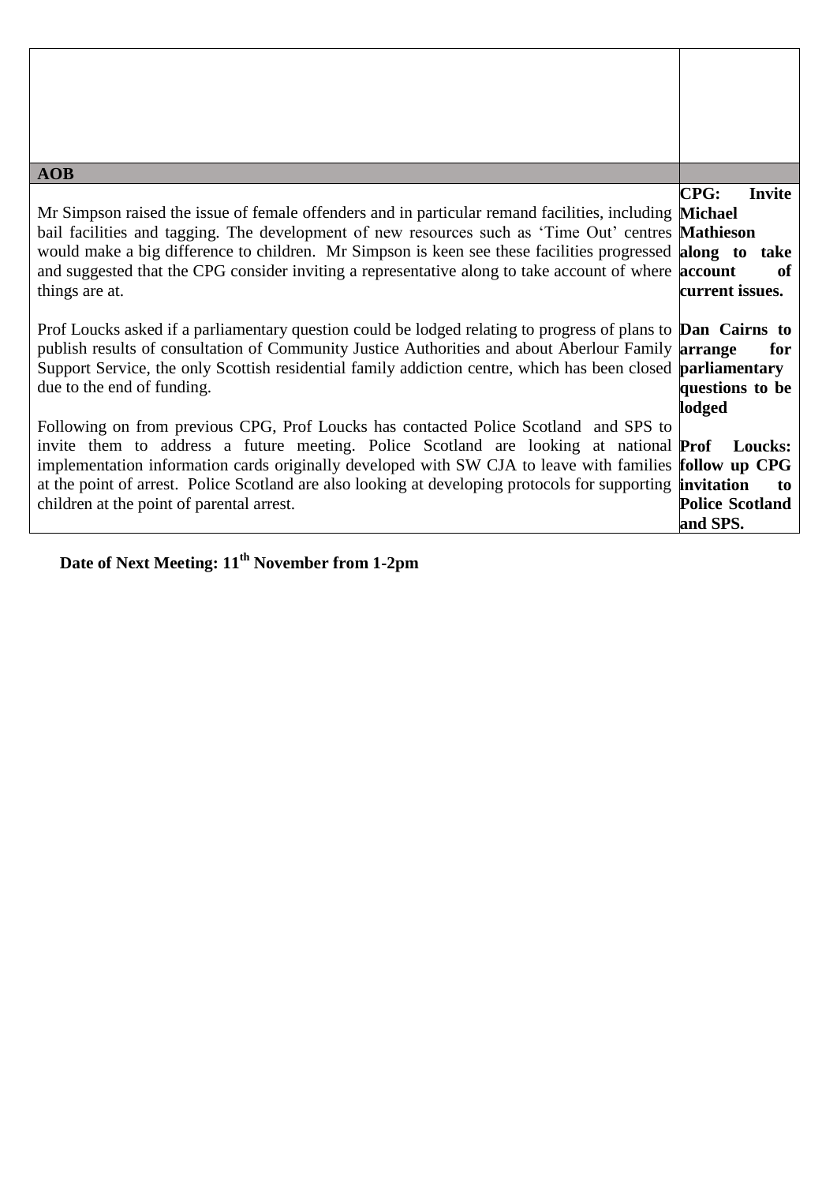| | |
|---|---|
| | |
| **AOB** | |
| Mr Simpson raised the issue of female offenders and in particular remand facilities, including bail facilities and tagging. The development of new resources such as 'Time Out' centres would make a big difference to children. Mr Simpson is keen see these facilities progressed and suggested that the CPG consider inviting a representative along to take account of where things are at.<br><br>Prof Loucks asked if a parliamentary question could be lodged relating to progress of plans to publish results of consultation of Community Justice Authorities and about Aberlour Family Support Service, the only Scottish residential family addiction centre, which has been closed due to the end of funding.<br><br>Following on from previous CPG, Prof Loucks has contacted Police Scotland and SPS to invite them to address a future meeting. Police Scotland are looking at national implementation information cards originally developed with SW CJA to leave with families at the point of arrest. Police Scotland are also looking at developing protocols for supporting children at the point of parental arrest. | **CPG: Invite Michael Mathieson along to take account of current issues.**<br><br>**Dan Cairns to arrange for parliamentary questions to be lodged**<br><br>**Prof Loucks: follow up CPG invitation to Police Scotland and SPS.** |

**Date of Next Meeting: 11th November from 1-2pm**